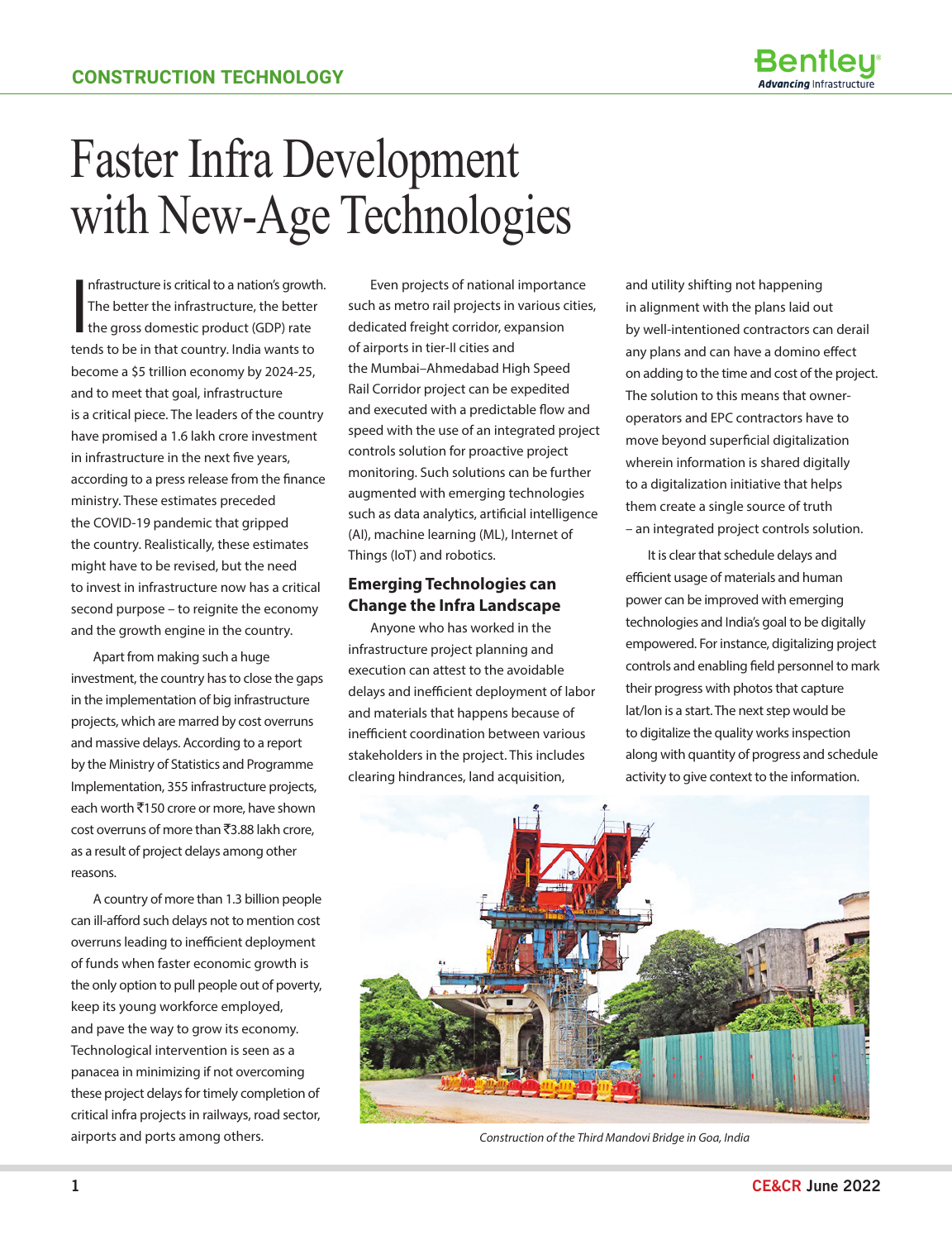# Faster Infra Development with New-Age Technologies

Infrastructure is critical to a nation's growth. The better the infrastructure, the better the gross domestic product (GDP) rate tends to be in that country. India wants to become a $5 trillion economy by 2024-25, and to meet that goal, infrastructure is a critical piece. The leaders of the country have promised a 1.6 lakh crore investment in infrastructure in the next five years, according to a press release from the finance ministry. These estimates preceded the COVID-19 pandemic that gripped the country. Realistically, these estimates might have to be revised, but the need to invest in infrastructure now has a critical second purpose – to reignite the economy and the growth engine in the country.

Apart from making such a huge investment, the country has to close the gaps in the implementation of big infrastructure projects, which are marred by cost overruns and massive delays. According to a report by the Ministry of Statistics and Programme Implementation, 355 infrastructure projects, each worth ₹150 crore or more, have shown cost overruns of more than ₹3.88 lakh crore, as a result of project delays among other reasons.

A country of more than 1.3 billion people can ill-afford such delays not to mention cost overruns leading to inefficient deployment of funds when faster economic growth is the only option to pull people out of poverty, keep its young workforce employed, and pave the way to grow its economy. Technological intervention is seen as a panacea in minimizing if not overcoming these project delays for timely completion of critical infra projects in railways, road sector, airports and ports among others.

Even projects of national importance such as metro rail projects in various cities, dedicated freight corridor, expansion of airports in tier-II cities and the Mumbai–Ahmedabad High Speed Rail Corridor project can be expedited and executed with a predictable flow and speed with the use of an integrated project controls solution for proactive project monitoring. Such solutions can be further augmented with emerging technologies such as data analytics, artificial intelligence (AI), machine learning (ML), Internet of Things (IoT) and robotics.

## Emerging Technologies can Change the Infra Landscape

Anyone who has worked in the infrastructure project planning and execution can attest to the avoidable delays and inefficient deployment of labor and materials that happens because of inefficient coordination between various stakeholders in the project. This includes clearing hindrances, land acquisition, and utility shifting not happening in alignment with the plans laid out by well-intentioned contractors can derail any plans and can have a domino effect on adding to the time and cost of the project. The solution to this means that owner-operators and EPC contractors have to move beyond superficial digitalization wherein information is shared digitally to a digitalization initiative that helps them create a single source of truth – an integrated project controls solution.

It is clear that schedule delays and efficient usage of materials and human power can be improved with emerging technologies and India's goal to be digitally empowered. For instance, digitalizing project controls and enabling field personnel to mark their progress with photos that capture lat/lon is a start. The next step would be to digitalize the quality works inspection along with quantity of progress and schedule activity to give context to the information.

*Construction of the Third Mandovi Bridge in Goa, India*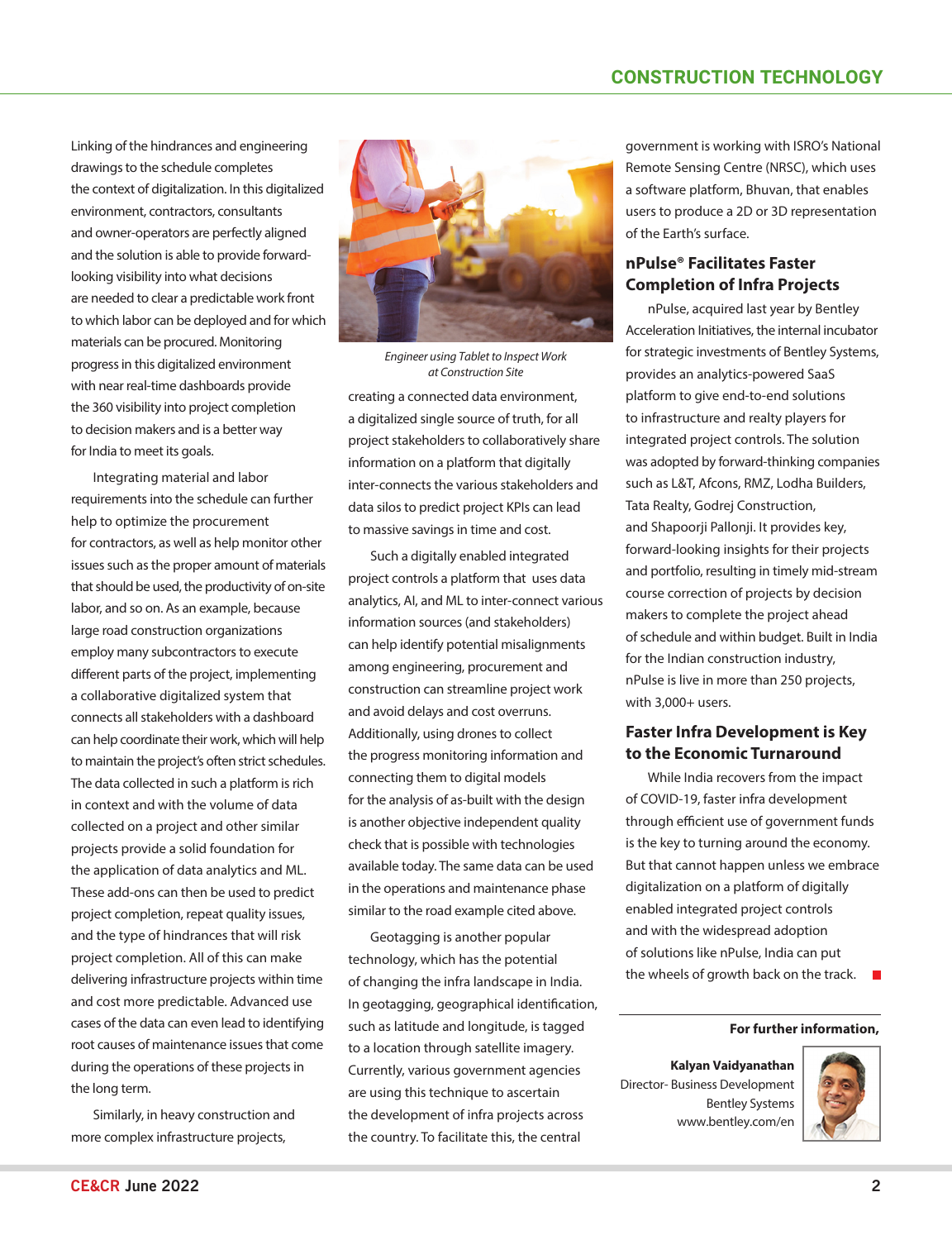Linking of the hindrances and engineering drawings to the schedule completes the context of digitalization. In this digitalized environment, contractors, consultants and owner-operators are perfectly aligned and the solution is able to provide forward-looking visibility into what decisions are needed to clear a predictable work front to which labor can be deployed and for which materials can be procured. Monitoring progress in this digitalized environment with near real-time dashboards provide the 360 visibility into project completion to decision makers and is a better way for India to meet its goals.

Integrating material and labor requirements into the schedule can further help to optimize the procurement for contractors, as well as help monitor other issues such as the proper amount of materials that should be used, the productivity of on-site labor, and so on. As an example, because large road construction organizations employ many subcontractors to execute different parts of the project, implementing a collaborative digitalized system that connects all stakeholders with a dashboard can help coordinate their work, which will help to maintain the project's often strict schedules. The data collected in such a platform is rich in context and with the volume of data collected on a project and other similar projects provide a solid foundation for the application of data analytics and ML. These add-ons can then be used to predict project completion, repeat quality issues, and the type of hindrances that will risk project completion. All of this can make delivering infrastructure projects within time and cost more predictable. Advanced use cases of the data can even lead to identifying root causes of maintenance issues that come during the operations of these projects in the long term.

Similarly, in heavy construction and more complex infrastructure projects,

*Engineer using Tablet to Inspect Work at Construction Site*

creating a connected data environment, a digitalized single source of truth, for all project stakeholders to collaboratively share information on a platform that digitally inter-connects the various stakeholders and data silos to predict project KPIs can lead to massive savings in time and cost.

Such a digitally enabled integrated project controls a platform that uses data analytics, AI, and ML to inter-connect various information sources (and stakeholders) can help identify potential misalignments among engineering, procurement and construction can streamline project work and avoid delays and cost overruns. Additionally, using drones to collect the progress monitoring information and connecting them to digital models for the analysis of as-built with the design is another objective independent quality check that is possible with technologies available today. The same data can be used in the operations and maintenance phase similar to the road example cited above.

Geotagging is another popular technology, which has the potential of changing the infra landscape in India. In geotagging, geographical identification, such as latitude and longitude, is tagged to a location through satellite imagery. Currently, various government agencies are using this technique to ascertain the development of infra projects across the country. To facilitate this, the central government is working with ISRO's National Remote Sensing Centre (NRSC), which uses a software platform, Bhuvan, that enables users to produce a 2D or 3D representation of the Earth's surface.

## nPulse® Facilitates Faster Completion of Infra Projects

nPulse, acquired last year by Bentley Acceleration Initiatives, the internal incubator for strategic investments of Bentley Systems, provides an analytics-powered SaaS platform to give end-to-end solutions to infrastructure and realty players for integrated project controls. The solution was adopted by forward-thinking companies such as L&T, Afcons, RMZ, Lodha Builders, Tata Realty, Godrej Construction, and Shapoorji Pallonji. It provides key, forward-looking insights for their projects and portfolio, resulting in timely mid-stream course correction of projects by decision makers to complete the project ahead of schedule and within budget. Built in India for the Indian construction industry, nPulse is live in more than 250 projects, with 3,000+ users.

## Faster Infra Development is Key to the Economic Turnaround

While India recovers from the impact of COVID-19, faster infra development through efficient use of government funds is the key to turning around the economy. But that cannot happen unless we embrace digitalization on a platform of digitally enabled integrated project controls and with the widespread adoption of solutions like nPulse, India can put the wheels of growth back on the track.

**For further information,**

**Kalyan Vaidyanathan**
Director- Business Development
Bentley Systems
www.bentley.com/en